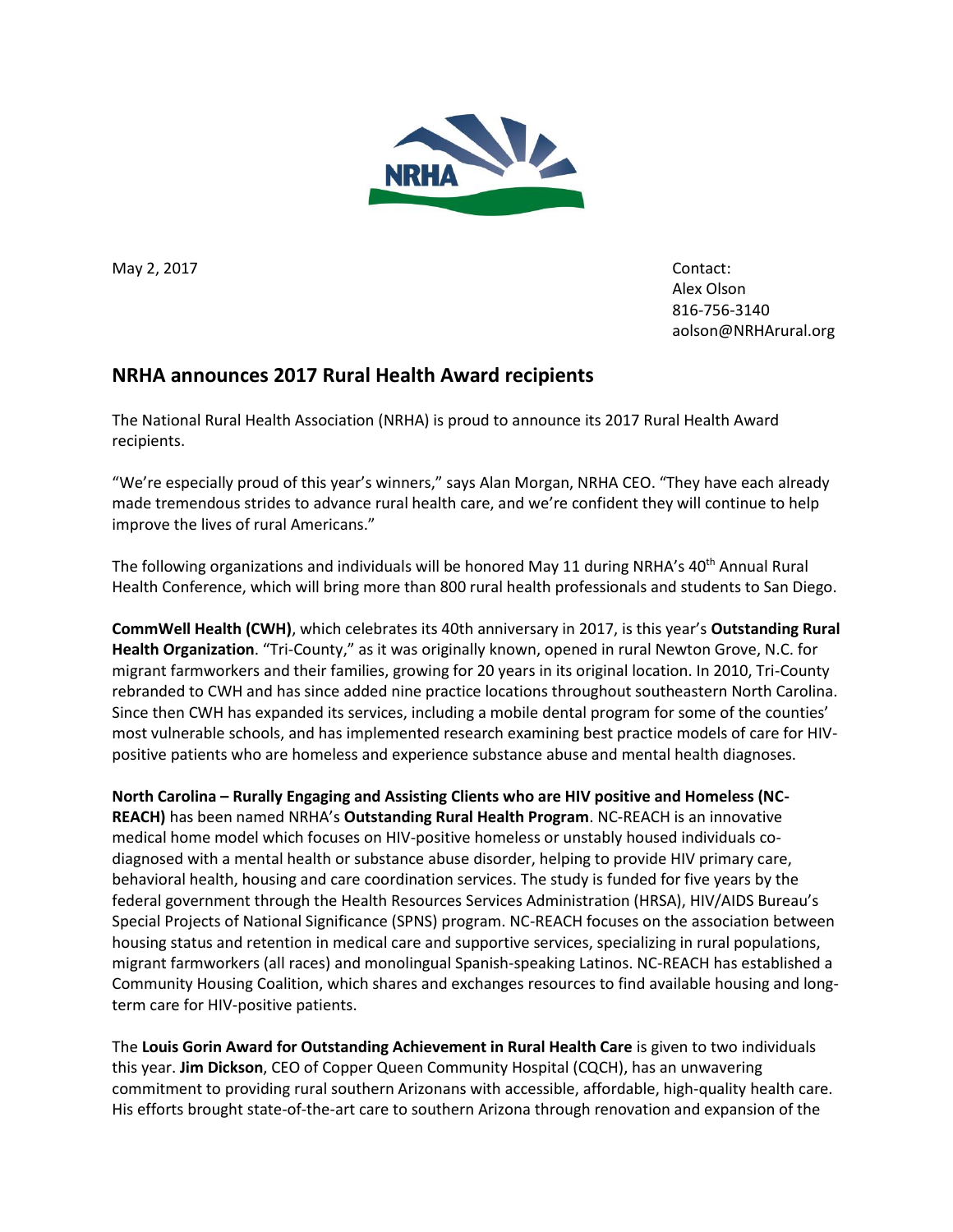NRHA

May 2, 2017

Contact:
Alex Olson
816-756-3140
aolson@NRHArural.org

## NRHA announces 2017 Rural Health Award recipients

The National Rural Health Association (NRHA) is proud to announce its 2017 Rural Health Award recipients.

"We're especially proud of this year's winners," says Alan Morgan, NRHA CEO. "They have each already made tremendous strides to advance rural health care, and we're confident they will continue to help improve the lives of rural Americans."

The following organizations and individuals will be honored May 11 during NRHA's 40th Annual Rural Health Conference, which will bring more than 800 rural health professionals and students to San Diego.

**CommWell Health (CWH)**, which celebrates its 40th anniversary in 2017, is this year's **Outstanding Rural Health Organization**. "Tri-County," as it was originally known, opened in rural Newton Grove, N.C. for migrant farmworkers and their families, growing for 20 years in its original location. In 2010, Tri-County rebranded to CWH and has since added nine practice locations throughout southeastern North Carolina. Since then CWH has expanded its services, including a mobile dental program for some of the counties' most vulnerable schools, and has implemented research examining best practice models of care for HIV-positive patients who are homeless and experience substance abuse and mental health diagnoses.

**North Carolina – Rurally Engaging and Assisting Clients who are HIV positive and Homeless (NC-REACH)** has been named NRHA's **Outstanding Rural Health Program**. NC-REACH is an innovative medical home model which focuses on HIV-positive homeless or unstably housed individuals co-diagnosed with a mental health or substance abuse disorder, helping to provide HIV primary care, behavioral health, housing and care coordination services. The study is funded for five years by the federal government through the Health Resources Services Administration (HRSA), HIV/AIDS Bureau's Special Projects of National Significance (SPNS) program. NC-REACH focuses on the association between housing status and retention in medical care and supportive services, specializing in rural populations, migrant farmworkers (all races) and monolingual Spanish-speaking Latinos. NC-REACH has established a Community Housing Coalition, which shares and exchanges resources to find available housing and long-term care for HIV-positive patients.

The **Louis Gorin Award for Outstanding Achievement in Rural Health Care** is given to two individuals this year. **Jim Dickson**, CEO of Copper Queen Community Hospital (CQCH), has an unwavering commitment to providing rural southern Arizonans with accessible, affordable, high-quality health care. His efforts brought state-of-the-art care to southern Arizona through renovation and expansion of the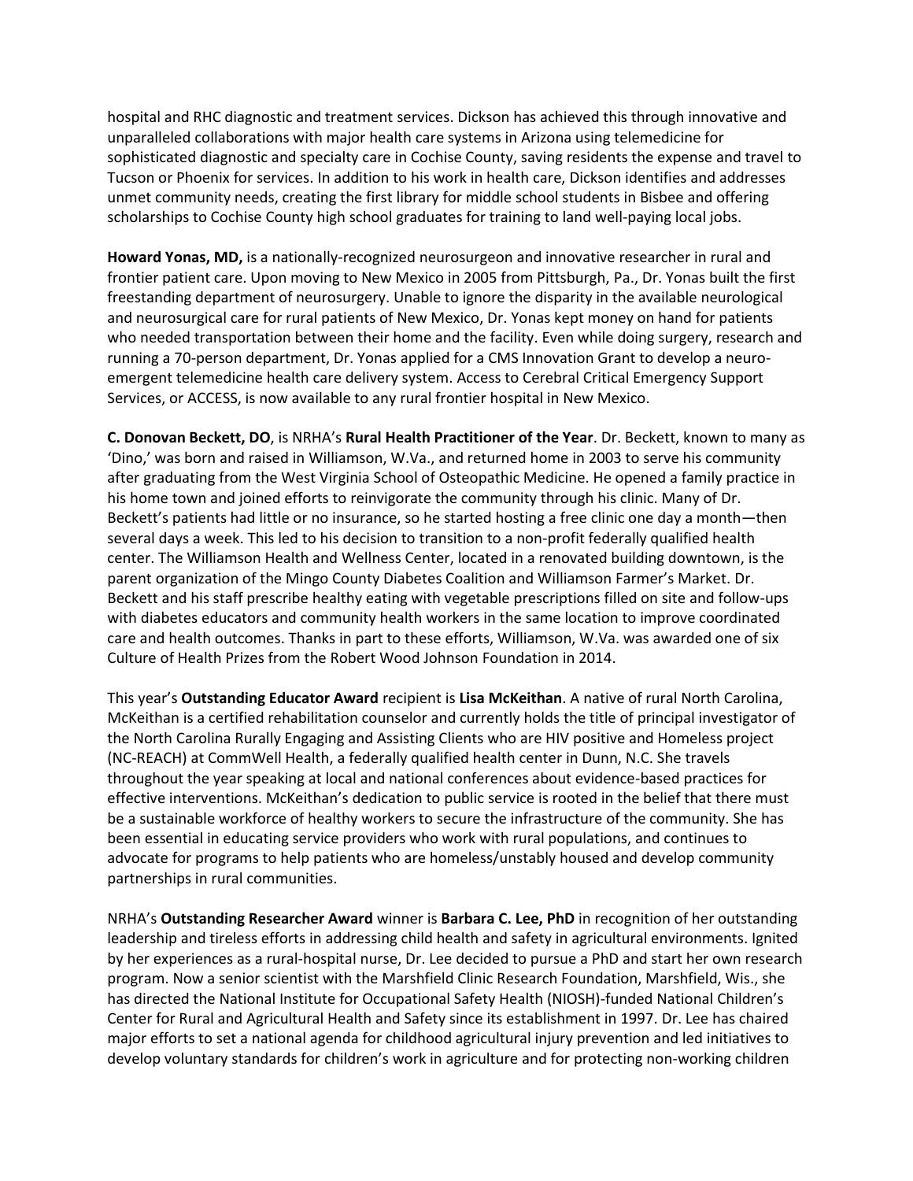hospital and RHC diagnostic and treatment services. Dickson has achieved this through innovative and unparalleled collaborations with major health care systems in Arizona using telemedicine for sophisticated diagnostic and specialty care in Cochise County, saving residents the expense and travel to Tucson or Phoenix for services. In addition to his work in health care, Dickson identifies and addresses unmet community needs, creating the first library for middle school students in Bisbee and offering scholarships to Cochise County high school graduates for training to land well-paying local jobs.

**Howard Yonas, MD,** is a nationally-recognized neurosurgeon and innovative researcher in rural and frontier patient care. Upon moving to New Mexico in 2005 from Pittsburgh, Pa., Dr. Yonas built the first freestanding department of neurosurgery. Unable to ignore the disparity in the available neurological and neurosurgical care for rural patients of New Mexico, Dr. Yonas kept money on hand for patients who needed transportation between their home and the facility. Even while doing surgery, research and running a 70-person department, Dr. Yonas applied for a CMS Innovation Grant to develop a neuro-emergent telemedicine health care delivery system. Access to Cerebral Critical Emergency Support Services, or ACCESS, is now available to any rural frontier hospital in New Mexico.

**C. Donovan Beckett, DO**, is NRHA's **Rural Health Practitioner of the Year**. Dr. Beckett, known to many as 'Dino,' was born and raised in Williamson, W.Va., and returned home in 2003 to serve his community after graduating from the West Virginia School of Osteopathic Medicine. He opened a family practice in his home town and joined efforts to reinvigorate the community through his clinic. Many of Dr. Beckett's patients had little or no insurance, so he started hosting a free clinic one day a month—then several days a week. This led to his decision to transition to a non-profit federally qualified health center. The Williamson Health and Wellness Center, located in a renovated building downtown, is the parent organization of the Mingo County Diabetes Coalition and Williamson Farmer's Market. Dr. Beckett and his staff prescribe healthy eating with vegetable prescriptions filled on site and follow-ups with diabetes educators and community health workers in the same location to improve coordinated care and health outcomes. Thanks in part to these efforts, Williamson, W.Va. was awarded one of six Culture of Health Prizes from the Robert Wood Johnson Foundation in 2014.

This year's **Outstanding Educator Award** recipient is **Lisa McKeithan**. A native of rural North Carolina, McKeithan is a certified rehabilitation counselor and currently holds the title of principal investigator of the North Carolina Rurally Engaging and Assisting Clients who are HIV positive and Homeless project (NC-REACH) at CommWell Health, a federally qualified health center in Dunn, N.C. She travels throughout the year speaking at local and national conferences about evidence-based practices for effective interventions. McKeithan's dedication to public service is rooted in the belief that there must be a sustainable workforce of healthy workers to secure the infrastructure of the community. She has been essential in educating service providers who work with rural populations, and continues to advocate for programs to help patients who are homeless/unstably housed and develop community partnerships in rural communities.

NRHA's **Outstanding Researcher Award** winner is **Barbara C. Lee, PhD** in recognition of her outstanding leadership and tireless efforts in addressing child health and safety in agricultural environments. Ignited by her experiences as a rural-hospital nurse, Dr. Lee decided to pursue a PhD and start her own research program. Now a senior scientist with the Marshfield Clinic Research Foundation, Marshfield, Wis., she has directed the National Institute for Occupational Safety Health (NIOSH)-funded National Children's Center for Rural and Agricultural Health and Safety since its establishment in 1997. Dr. Lee has chaired major efforts to set a national agenda for childhood agricultural injury prevention and led initiatives to develop voluntary standards for children's work in agriculture and for protecting non-working children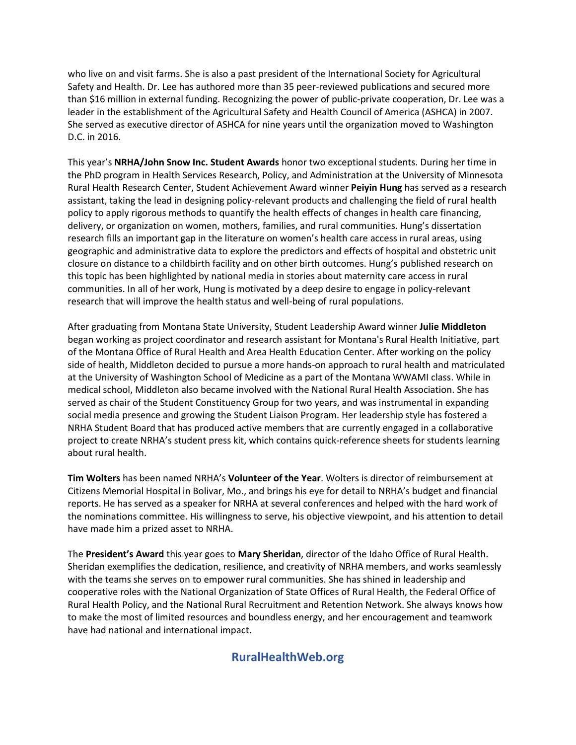who live on and visit farms. She is also a past president of the International Society for Agricultural Safety and Health. Dr. Lee has authored more than 35 peer-reviewed publications and secured more than $16 million in external funding. Recognizing the power of public-private cooperation, Dr. Lee was a leader in the establishment of the Agricultural Safety and Health Council of America (ASHCA) in 2007. She served as executive director of ASHCA for nine years until the organization moved to Washington D.C. in 2016.

This year's **NRHA/John Snow Inc. Student Awards** honor two exceptional students. During her time in the PhD program in Health Services Research, Policy, and Administration at the University of Minnesota Rural Health Research Center, Student Achievement Award winner **Peiyin Hung** has served as a research assistant, taking the lead in designing policy-relevant products and challenging the field of rural health policy to apply rigorous methods to quantify the health effects of changes in health care financing, delivery, or organization on women, mothers, families, and rural communities. Hung's dissertation research fills an important gap in the literature on women's health care access in rural areas, using geographic and administrative data to explore the predictors and effects of hospital and obstetric unit closure on distance to a childbirth facility and on other birth outcomes. Hung's published research on this topic has been highlighted by national media in stories about maternity care access in rural communities. In all of her work, Hung is motivated by a deep desire to engage in policy-relevant research that will improve the health status and well-being of rural populations.

After graduating from Montana State University, Student Leadership Award winner **Julie Middleton** began working as project coordinator and research assistant for Montana's Rural Health Initiative, part of the Montana Office of Rural Health and Area Health Education Center. After working on the policy side of health, Middleton decided to pursue a more hands-on approach to rural health and matriculated at the University of Washington School of Medicine as a part of the Montana WWAMI class. While in medical school, Middleton also became involved with the National Rural Health Association. She has served as chair of the Student Constituency Group for two years, and was instrumental in expanding social media presence and growing the Student Liaison Program. Her leadership style has fostered a NRHA Student Board that has produced active members that are currently engaged in a collaborative project to create NRHA's student press kit, which contains quick-reference sheets for students learning about rural health.

**Tim Wolters** has been named NRHA's **Volunteer of the Year**. Wolters is director of reimbursement at Citizens Memorial Hospital in Bolivar, Mo., and brings his eye for detail to NRHA's budget and financial reports. He has served as a speaker for NRHA at several conferences and helped with the hard work of the nominations committee. His willingness to serve, his objective viewpoint, and his attention to detail have made him a prized asset to NRHA.

The **President's Award** this year goes to **Mary Sheridan**, director of the Idaho Office of Rural Health. Sheridan exemplifies the dedication, resilience, and creativity of NRHA members, and works seamlessly with the teams she serves on to empower rural communities. She has shined in leadership and cooperative roles with the National Organization of State Offices of Rural Health, the Federal Office of Rural Health Policy, and the National Rural Recruitment and Retention Network. She always knows how to make the most of limited resources and boundless energy, and her encouragement and teamwork have had national and international impact.

**RuralHealthWeb.org**